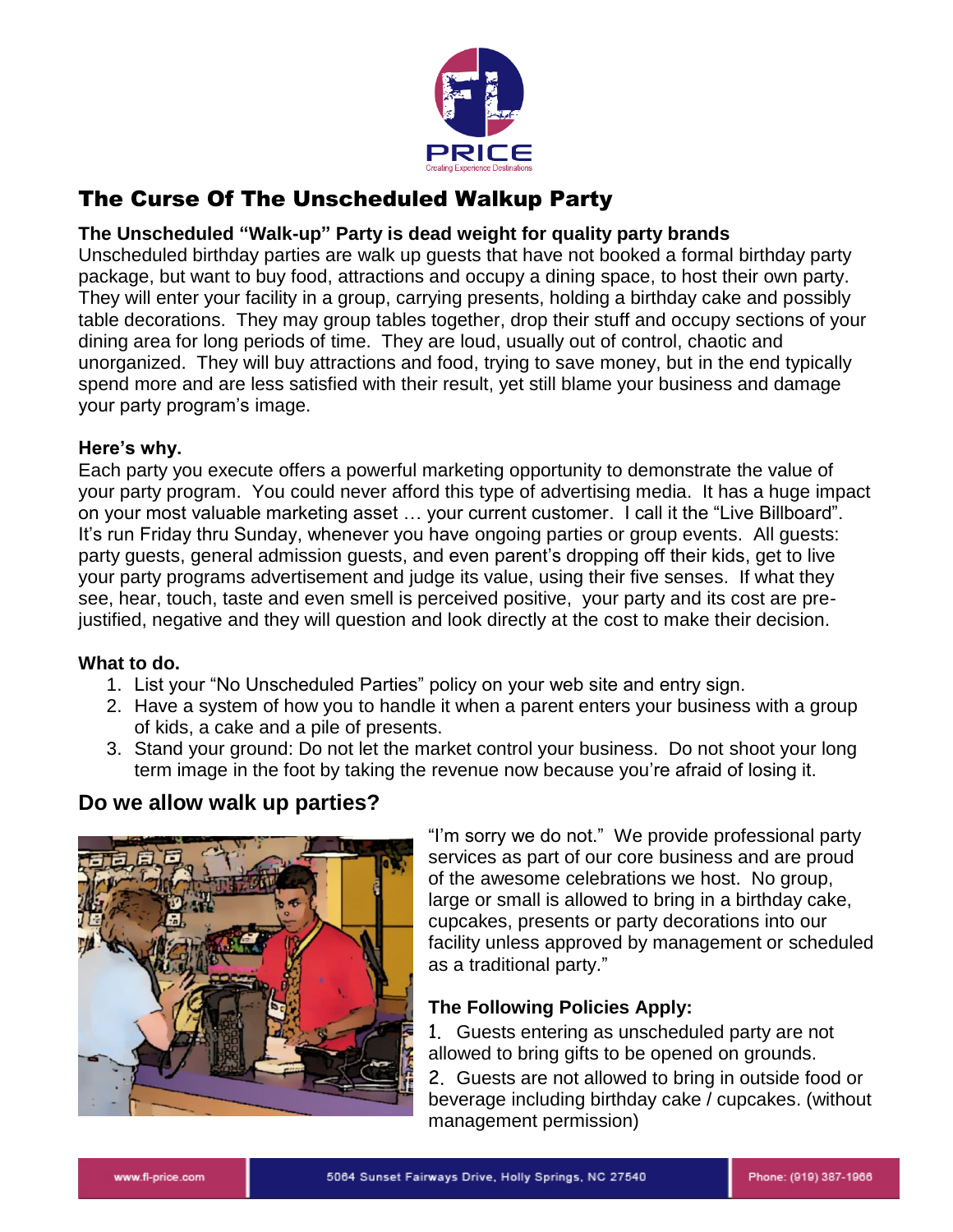# The Curse Of The Unscheduled Walkup Party

**The Unscheduled "Walk-up" Party is dead weight for quality party brands**

Unscheduled birthday parties are walk up guests that have not booked a formal birthday party package, but want to buy food, attractions and occupy a dining space, to host their own party. They will enter your facility in a group, carrying presents, holding a birthday cake and possibly table decorations. They may group tables together, drop their stuff and occupy sections of your dining area for long periods of time. They are loud, usually out of control, chaotic and unorganized. They will buy attractions and food, trying to save money, but in the end typically spend more and are less satisfied with their result, yet still blame your business and damage your party program's image.

**Here's why.**

Each party you execute offers a powerful marketing opportunity to demonstrate the value of your party program. You could never afford this type of advertising media. It has a huge impact on your most valuable marketing asset … your current customer. I call it the "Live Billboard". It's run Friday thru Sunday, whenever you have ongoing parties or group events. All guests: party guests, general admission guests, and even parent's dropping off their kids, get to live your party programs advertisement and judge its value, using their five senses. If what they see, hear, touch, taste and even smell is perceived positive, your party and its cost are pre-justified, negative and they will question and look directly at the cost to make their decision.

**What to do.**

1. List your "No Unscheduled Parties" policy on your web site and entry sign.
2. Have a system of how you to handle it when a parent enters your business with a group of kids, a cake and a pile of presents.
3. Stand your ground: Do not let the market control your business. Do not shoot your long term image in the foot by taking the revenue now because you're afraid of losing it.

## Do we allow walk up parties?

"I'm sorry we do not." We provide professional party services as part of our core business and are proud of the awesome celebrations we host. No group, large or small is allowed to bring in a birthday cake, cupcakes, presents or party decorations into our facility unless approved by management or scheduled as a traditional party."

**The Following Policies Apply:**

1. Guests entering as unscheduled party are not allowed to bring gifts to be opened on grounds.
2. Guests are not allowed to bring in outside food or beverage including birthday cake / cupcakes. (without management permission)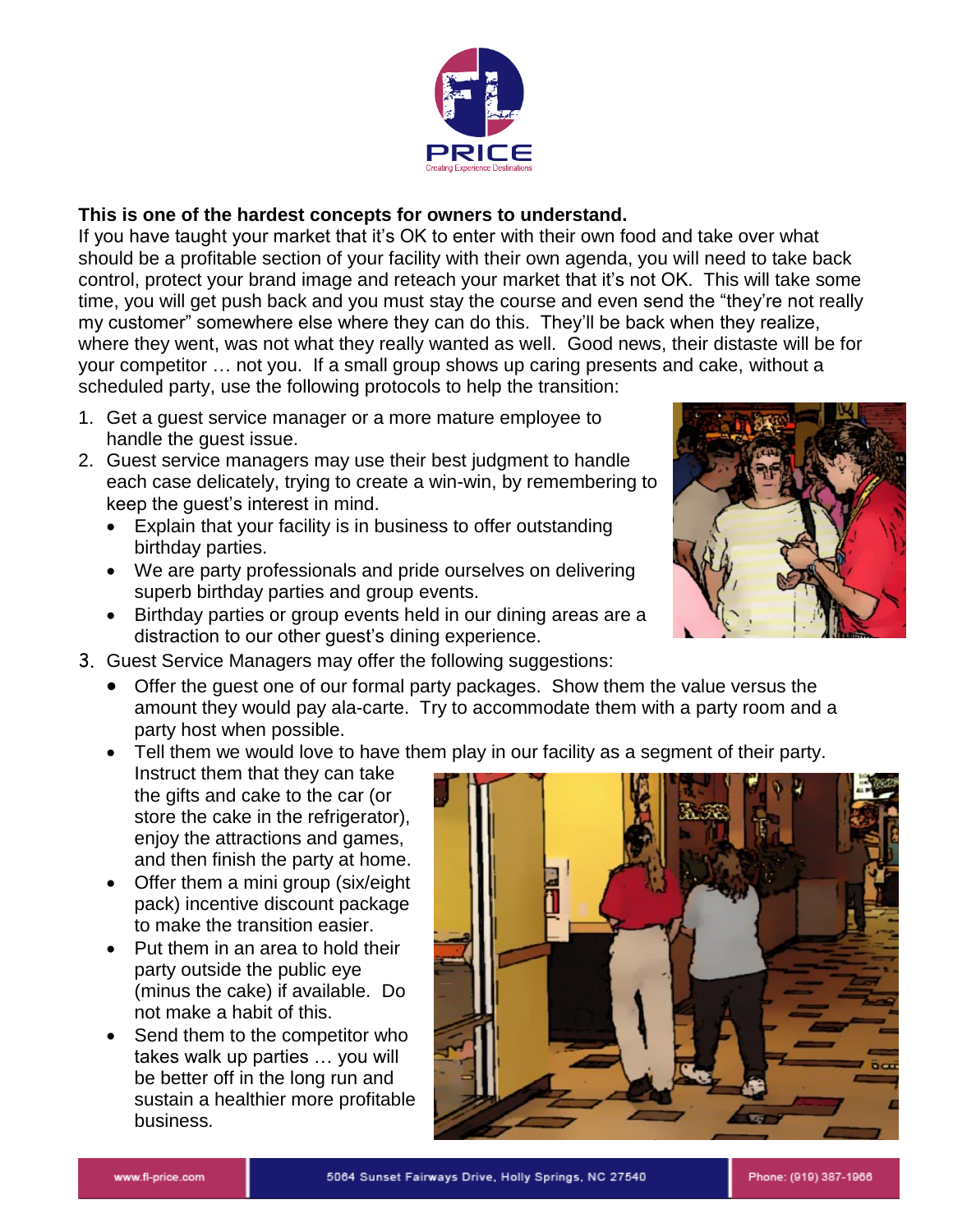**This is one of the hardest concepts for owners to understand.**

If you have taught your market that it's OK to enter with their own food and take over what should be a profitable section of your facility with their own agenda, you will need to take back control, protect your brand image and reteach your market that it's not OK. This will take some time, you will get push back and you must stay the course and even send the "they're not really my customer" somewhere else where they can do this. They'll be back when they realize, where they went, was not what they really wanted as well. Good news, their distaste will be for your competitor … not you. If a small group shows up caring presents and cake, without a scheduled party, use the following protocols to help the transition:

1. Get a guest service manager or a more mature employee to handle the guest issue.
2. Guest service managers may use their best judgment to handle each case delicately, trying to create a win-win, by remembering to keep the guest's interest in mind.
   - Explain that your facility is in business to offer outstanding birthday parties.
   - We are party professionals and pride ourselves on delivering superb birthday parties and group events.
   - Birthday parties or group events held in our dining areas are a distraction to our other guest's dining experience.
3. Guest Service Managers may offer the following suggestions:
   - Offer the guest one of our formal party packages. Show them the value versus the amount they would pay ala-carte. Try to accommodate them with a party room and a party host when possible.
   - Tell them we would love to have them play in our facility as a segment of their party. Instruct them that they can take the gifts and cake to the car (or store the cake in the refrigerator), enjoy the attractions and games, and then finish the party at home.
   - Offer them a mini group (six/eight pack) incentive discount package to make the transition easier.
   - Put them in an area to hold their party outside the public eye (minus the cake) if available. Do not make a habit of this.
   - Send them to the competitor who takes walk up parties … you will be better off in the long run and sustain a healthier more profitable business.